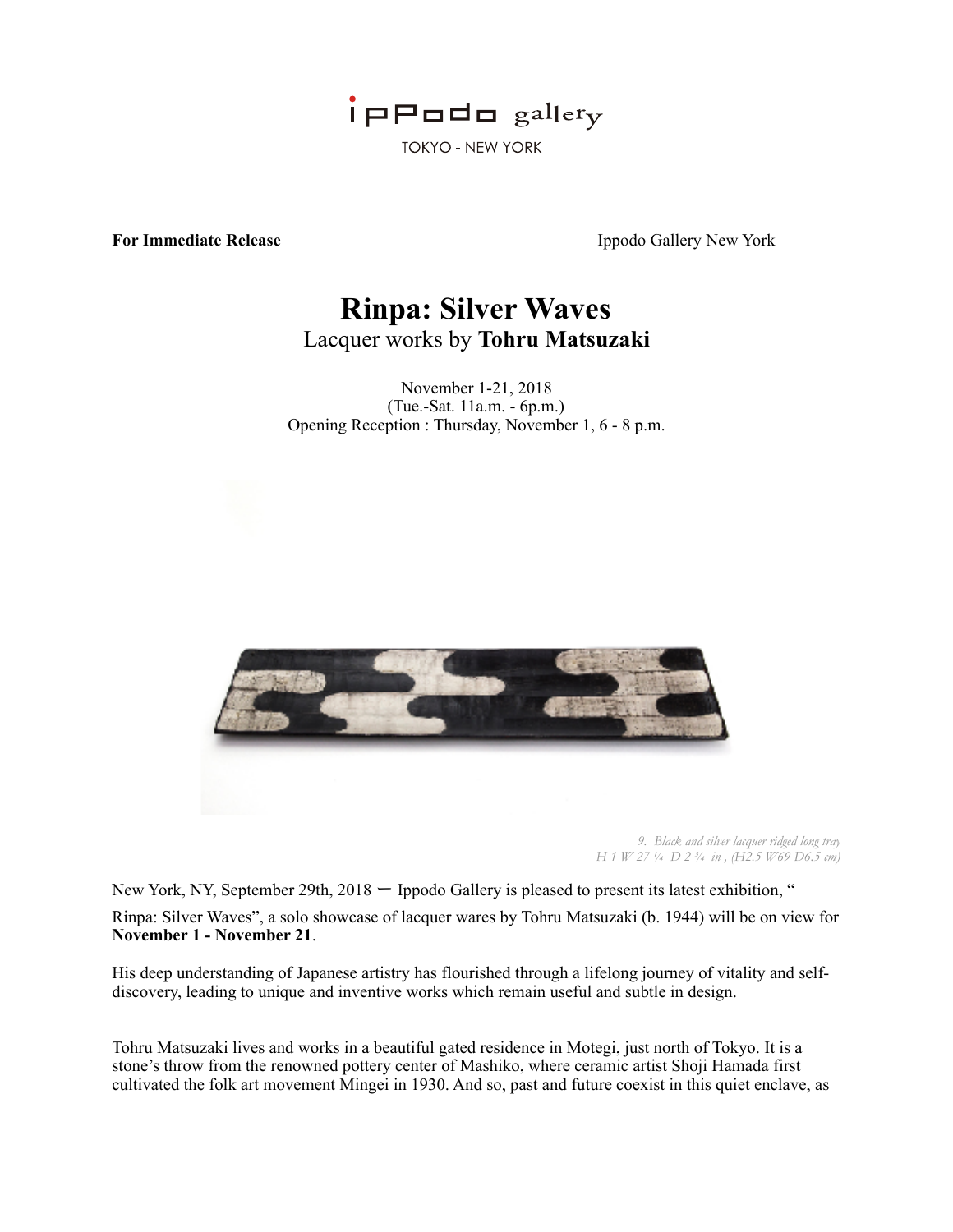ippodo gallery
TOKYO - NEW YORK

**For Immediate Release** Ippodo Gallery New York

# Rinpa: Silver Waves

Lacquer works by **Tohru Matsuzaki**

November 1-21, 2018
(Tue.-Sat. 11a.m. - 6p.m.)
Opening Reception : Thursday, November 1, 6 - 8 p.m.

*9. Black and silver lacquer ridged long tray*
*H 1 W 27 ¼ D 2 ¾ in , (H2.5 W69 D6.5 cm)*

New York, NY, September 29th, 2018 ー Ippodo Gallery is pleased to present its latest exhibition, "Rinpa: Silver Waves", a solo showcase of lacquer wares by Tohru Matsuzaki (b. 1944) will be on view for **November 1 - November 21**.

His deep understanding of Japanese artistry has flourished through a lifelong journey of vitality and self-discovery, leading to unique and inventive works which remain useful and subtle in design.

Tohru Matsuzaki lives and works in a beautiful gated residence in Motegi, just north of Tokyo. It is a stone's throw from the renowned pottery center of Mashiko, where ceramic artist Shoji Hamada first cultivated the folk art movement Mingei in 1930. And so, past and future coexist in this quiet enclave, as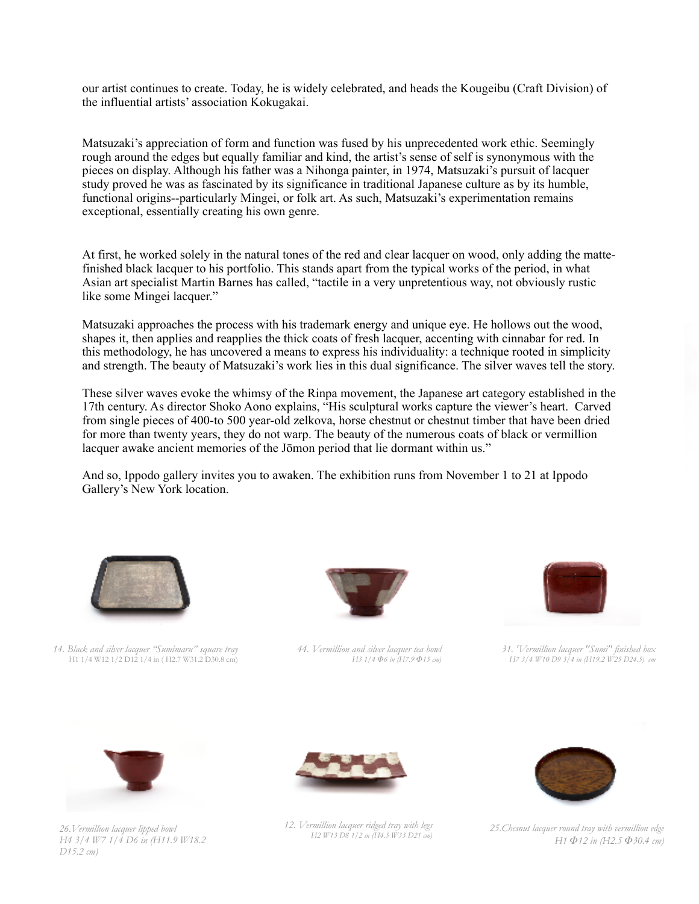our artist continues to create. Today, he is widely celebrated, and heads the Kougeibu (Craft Division) of the influential artists' association Kokugakai.

Matsuzaki's appreciation of form and function was fused by his unprecedented work ethic. Seemingly rough around the edges but equally familiar and kind, the artist's sense of self is synonymous with the pieces on display. Although his father was a Nihonga painter, in 1974, Matsuzaki's pursuit of lacquer study proved he was as fascinated by its significance in traditional Japanese culture as by its humble, functional origins--particularly Mingei, or folk art. As such, Matsuzaki's experimentation remains exceptional, essentially creating his own genre.

At first, he worked solely in the natural tones of the red and clear lacquer on wood, only adding the matte-finished black lacquer to his portfolio. This stands apart from the typical works of the period, in what Asian art specialist Martin Barnes has called, "tactile in a very unpretentious way, not obviously rustic like some Mingei lacquer."

Matsuzaki approaches the process with his trademark energy and unique eye. He hollows out the wood, shapes it, then applies and reapplies the thick coats of fresh lacquer, accenting with cinnabar for red. In this methodology, he has uncovered a means to express his individuality: a technique rooted in simplicity and strength. The beauty of Matsuzaki's work lies in this dual significance. The silver waves tell the story.

These silver waves evoke the whimsy of the Rinpa movement, the Japanese art category established in the 17th century. As director Shoko Aono explains, "His sculptural works capture the viewer's heart. Carved from single pieces of 400-to 500 year-old zelkova, horse chestnut or chestnut timber that have been dried for more than twenty years, they do not warp. The beauty of the numerous coats of black or vermillion lacquer awake ancient memories of the Jōmon period that lie dormant within us."

And so, Ippodo gallery invites you to awaken. The exhibition runs from November 1 to 21 at Ippodo Gallery's New York location.

*14. Black and silver lacquer "Sumimaru" square tray*
H1 1/4 W12 1/2 D12 1/4 in ( H2.7 W31.2 D30.8 cm)

*44. Vermillion and silver lacquer tea bowl*
*H3 1/4 Φ6 in (H7.9 Φ15 cm)*

*31. 'Vermillion lacquer "Sumi" finished box*
*H7 3/4 W10 D9 3/4 in (H19.2 W25 D24.5) cm*

*26.Vermillion lacquer lipped bowl*
*H4 3/4 W7 1/4 D6 in (H11.9 W18.2 D15.2 cm)*

*12. Vermillion lacquer ridged tray with legs*
*H2 W13 D8 1/2 in (H4.5 W33 D21 cm)*

*25.Chesnut lacquer round tray with vermillion edge*
*H1 Φ12 in (H2.5 Φ30.4 cm)*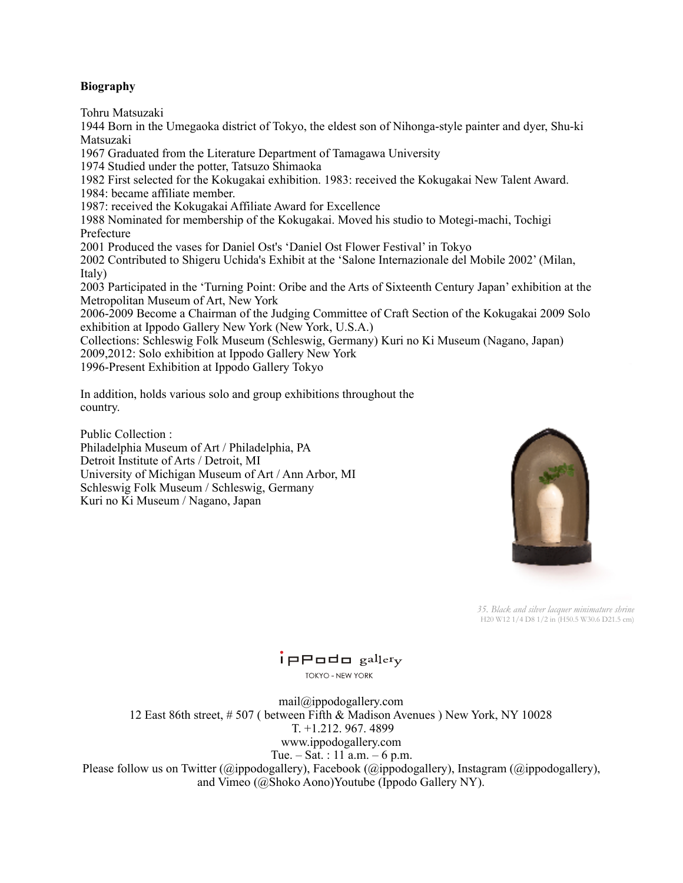**Biography**

Tohru Matsuzaki
1944 Born in the Umegaoka district of Tokyo, the eldest son of Nihonga-style painter and dyer, Shu-ki Matsuzaki
1967 Graduated from the Literature Department of Tamagawa University
1974 Studied under the potter, Tatsuzo Shimaoka
1982 First selected for the Kokugakai exhibition. 1983: received the Kokugakai New Talent Award.
1984: became affiliate member.
1987: received the Kokugakai Affiliate Award for Excellence
1988 Nominated for membership of the Kokugakai. Moved his studio to Motegi-machi, Tochigi Prefecture
2001 Produced the vases for Daniel Ost's 'Daniel Ost Flower Festival' in Tokyo
2002 Contributed to Shigeru Uchida's Exhibit at the 'Salone Internazionale del Mobile 2002' (Milan, Italy)
2003 Participated in the 'Turning Point: Oribe and the Arts of Sixteenth Century Japan' exhibition at the Metropolitan Museum of Art, New York
2006-2009 Become a Chairman of the Judging Committee of Craft Section of the Kokugakai 2009 Solo exhibition at Ippodo Gallery New York (New York, U.S.A.)
Collections: Schleswig Folk Museum (Schleswig, Germany) Kuri no Ki Museum (Nagano, Japan)
2009,2012: Solo exhibition at Ippodo Gallery New York
1996-Present Exhibition at Ippodo Gallery Tokyo

In addition, holds various solo and group exhibitions throughout the country.

Public Collection :
Philadelphia Museum of Art / Philadelphia, PA
Detroit Institute of Arts / Detroit, MI
University of Michigan Museum of Art / Ann Arbor, MI
Schleswig Folk Museum / Schleswig, Germany
Kuri no Ki Museum / Nagano, Japan

*35. Black and silver lacquer minimature shrine*
H20 W12 1/4 D8 1/2 in (H50.5 W30.6 D21.5 cm)

ippodo gallery
TOKYO - NEW YORK

mail@ippodogallery.com
12 East 86th street, # 507 ( between Fifth & Madison Avenues ) New York, NY 10028
T. +1.212. 967. 4899
www.ippodogallery.com
Tue. – Sat. : 11 a.m. – 6 p.m.
Please follow us on Twitter (@ippodogallery), Facebook (@ippodogallery), Instagram (@ippodogallery), and Vimeo (@Shoko Aono)Youtube (Ippodo Gallery NY).